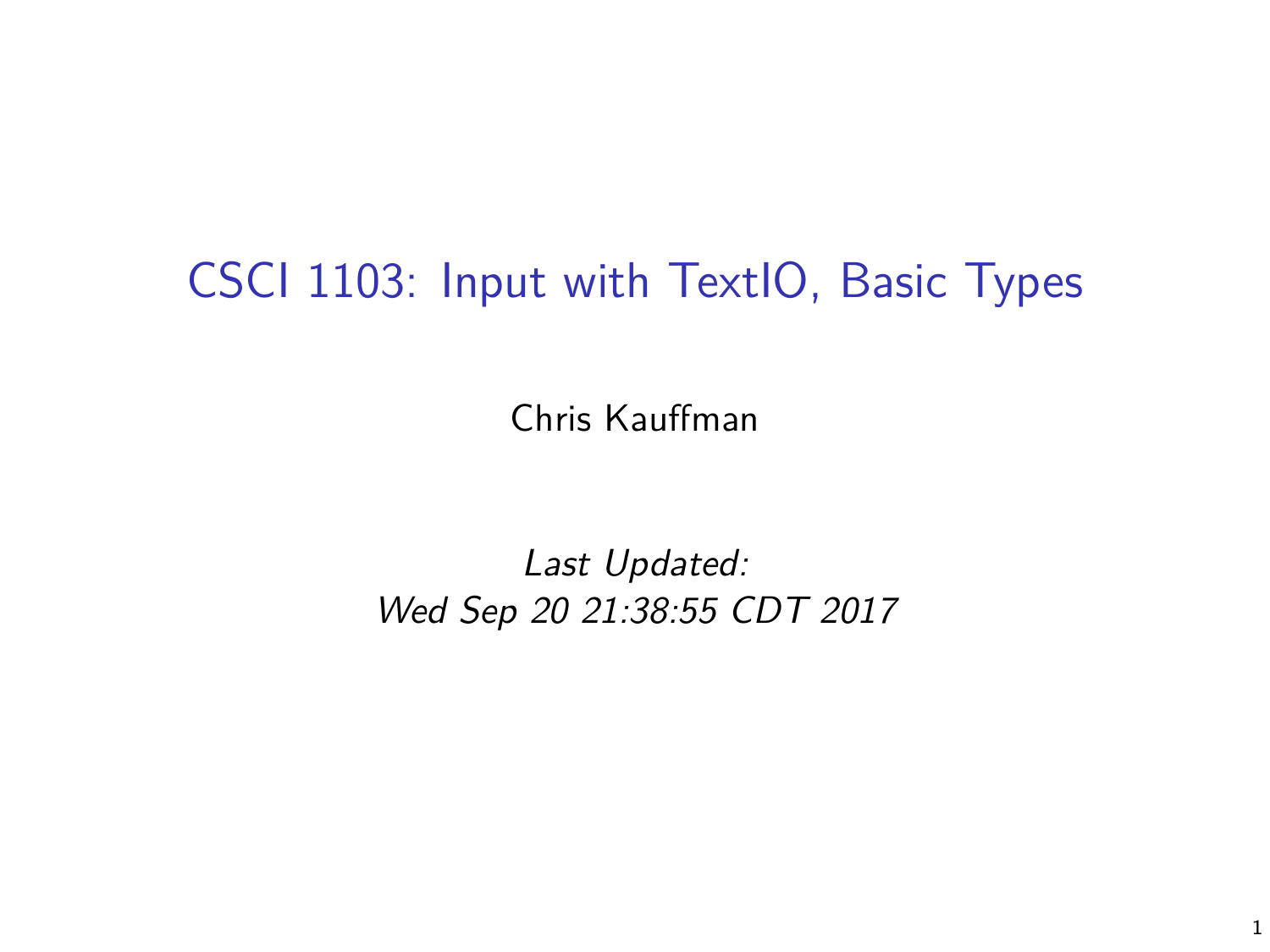# CSCI 1103: Input with TextIO, Basic Types

Chris Kauffman

*Last Updated:*
*Wed Sep 20 21:38:55 CDT 2017*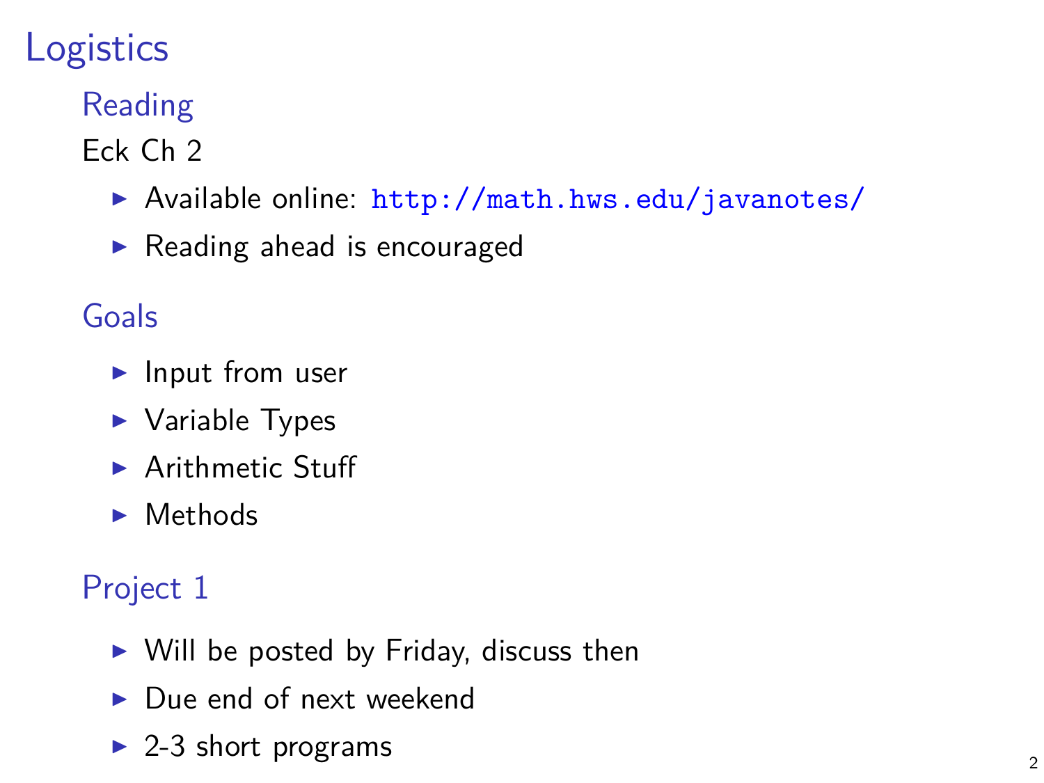# Logistics

## Reading

Eck Ch 2

- Available online: `http://math.hws.edu/javanotes/`
- Reading ahead is encouraged

## Goals

- Input from user
- Variable Types
- Arithmetic Stuff
- Methods

## Project 1

- Will be posted by Friday, discuss then
- Due end of next weekend
- 2-3 short programs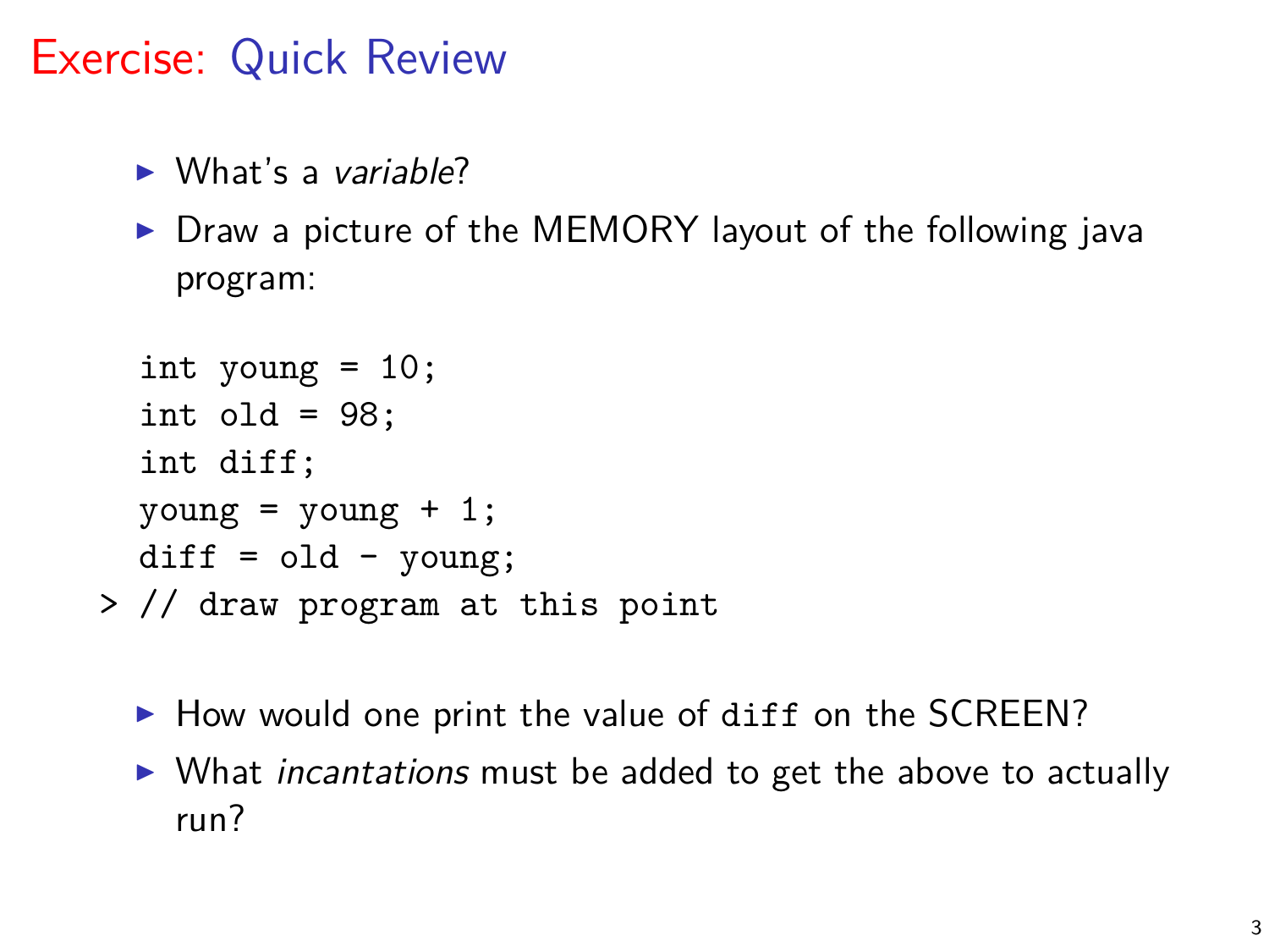# Exercise: Quick Review

- What's a *variable*?
- Draw a picture of the MEMORY layout of the following java program:

```
  int young = 10;
  int old = 98;
  int diff;
  young = young + 1;
  diff = old - young;
> // draw program at this point
```

- How would one print the value of `diff` on the SCREEN?
- What *incantations* must be added to get the above to actually run?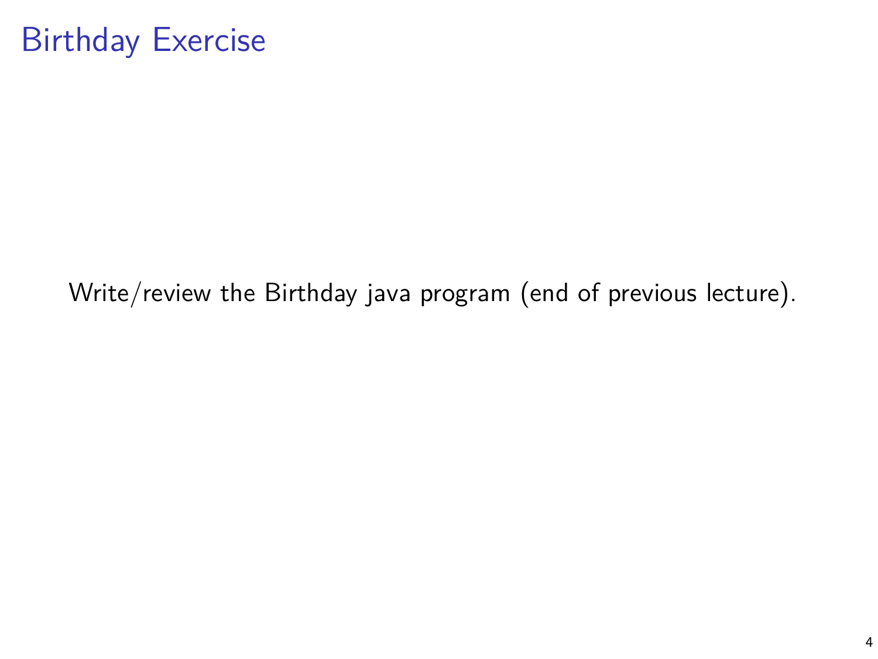# Birthday Exercise

Write/review the Birthday java program (end of previous lecture).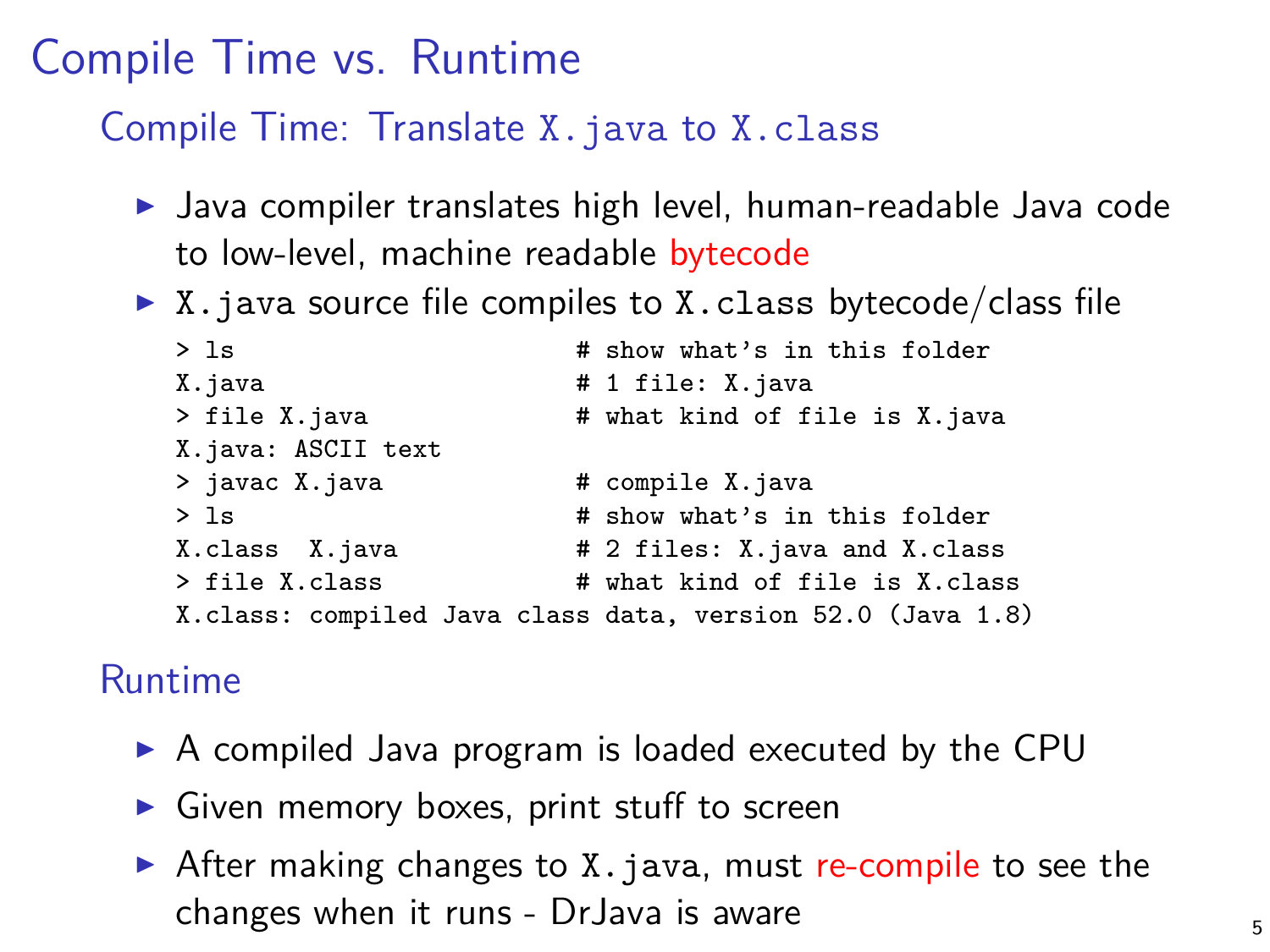# Compile Time vs. Runtime

## Compile Time: Translate `X.java` to `X.class`

- Java compiler translates high level, human-readable Java code to low-level, machine readable bytecode
- `X.java` source file compiles to `X.class` bytecode/class file

```
> ls                        # show what's in this folder
X.java                      # 1 file: X.java
> file X.java               # what kind of file is X.java
X.java: ASCII text
> javac X.java              # compile X.java
> ls                        # show what's in this folder
X.class  X.java             # 2 files: X.java and X.class
> file X.class              # what kind of file is X.class
X.class: compiled Java class data, version 52.0 (Java 1.8)
```

## Runtime

- A compiled Java program is loaded executed by the CPU
- Given memory boxes, print stuff to screen
- After making changes to `X.java`, must re-compile to see the changes when it runs - DrJava is aware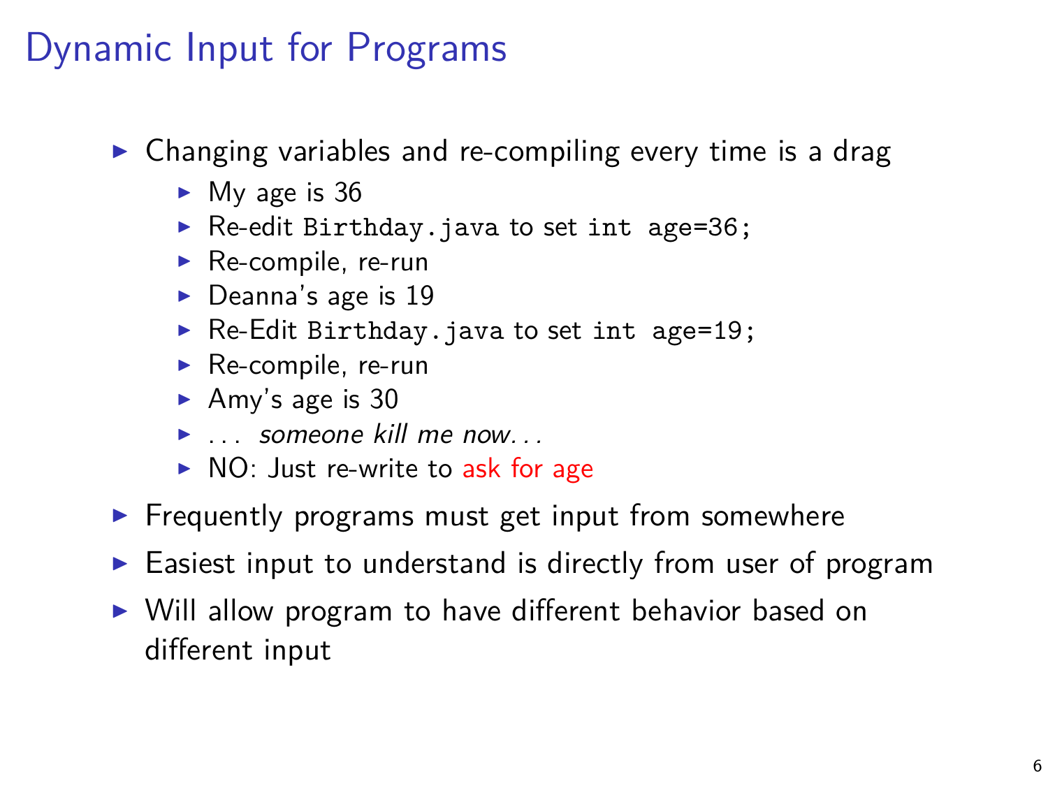# Dynamic Input for Programs

- Changing variables and re-compiling every time is a drag
  - My age is 36
  - Re-edit `Birthday.java` to set `int age=36;`
  - Re-compile, re-run
  - Deanna's age is 19
  - Re-Edit `Birthday.java` to set `int age=19;`
  - Re-compile, re-run
  - Amy's age is 30
  - ... *someone kill me now...*
  - NO: Just re-write to ask for age
- Frequently programs must get input from somewhere
- Easiest input to understand is directly from user of program
- Will allow program to have different behavior based on different input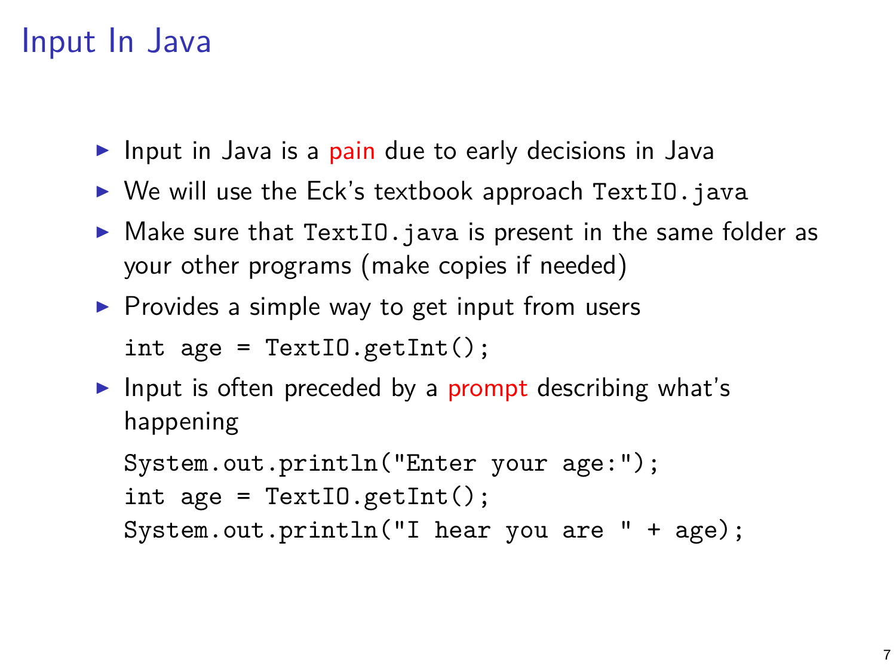# Input In Java

- Input in Java is a pain due to early decisions in Java
- We will use the Eck's textbook approach `TextIO.java`
- Make sure that `TextIO.java` is present in the same folder as your other programs (make copies if needed)
- Provides a simple way to get input from users

  ```
  int age = TextIO.getInt();
  ```

- Input is often preceded by a prompt describing what's happening

  ```
  System.out.println("Enter your age:");
  int age = TextIO.getInt();
  System.out.println("I hear you are " + age);
  ```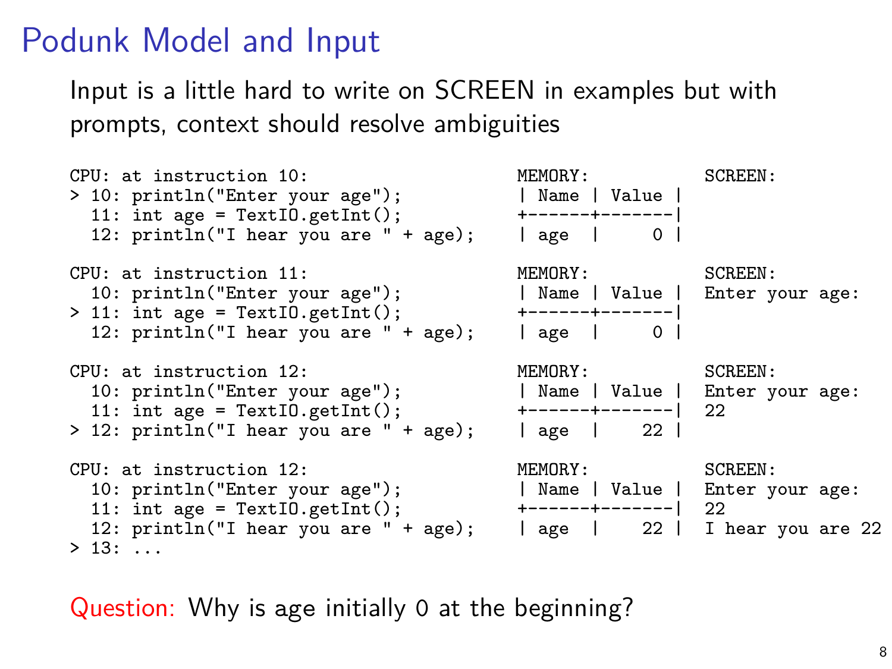# Podunk Model and Input

Input is a little hard to write on SCREEN in examples but with prompts, context should resolve ambiguities

```
CPU: at instruction 10:                     MEMORY:             SCREEN:
> 10: println("Enter your age");            | Name | Value |
  11: int age = TextIO.getInt();            +------+-------|
  12: println("I hear you are " + age);     | age  |     0 |

CPU: at instruction 11:                     MEMORY:             SCREEN:
  10: println("Enter your age");            | Name | Value |    Enter your age:
> 11: int age = TextIO.getInt();            +------+-------|
  12: println("I hear you are " + age);     | age  |     0 |

CPU: at instruction 12:                     MEMORY:             SCREEN:
  10: println("Enter your age");            | Name | Value |    Enter your age:
  11: int age = TextIO.getInt();            +------+-------|    22
> 12: println("I hear you are " + age);     | age  |    22 |

CPU: at instruction 12:                     MEMORY:             SCREEN:
  10: println("Enter your age");            | Name | Value |    Enter your age:
  11: int age = TextIO.getInt();            +------+-------|    22
  12: println("I hear you are " + age);     | age  |    22 |    I hear you are 22
> 13: ...
```

Question: Why is age initially 0 at the beginning?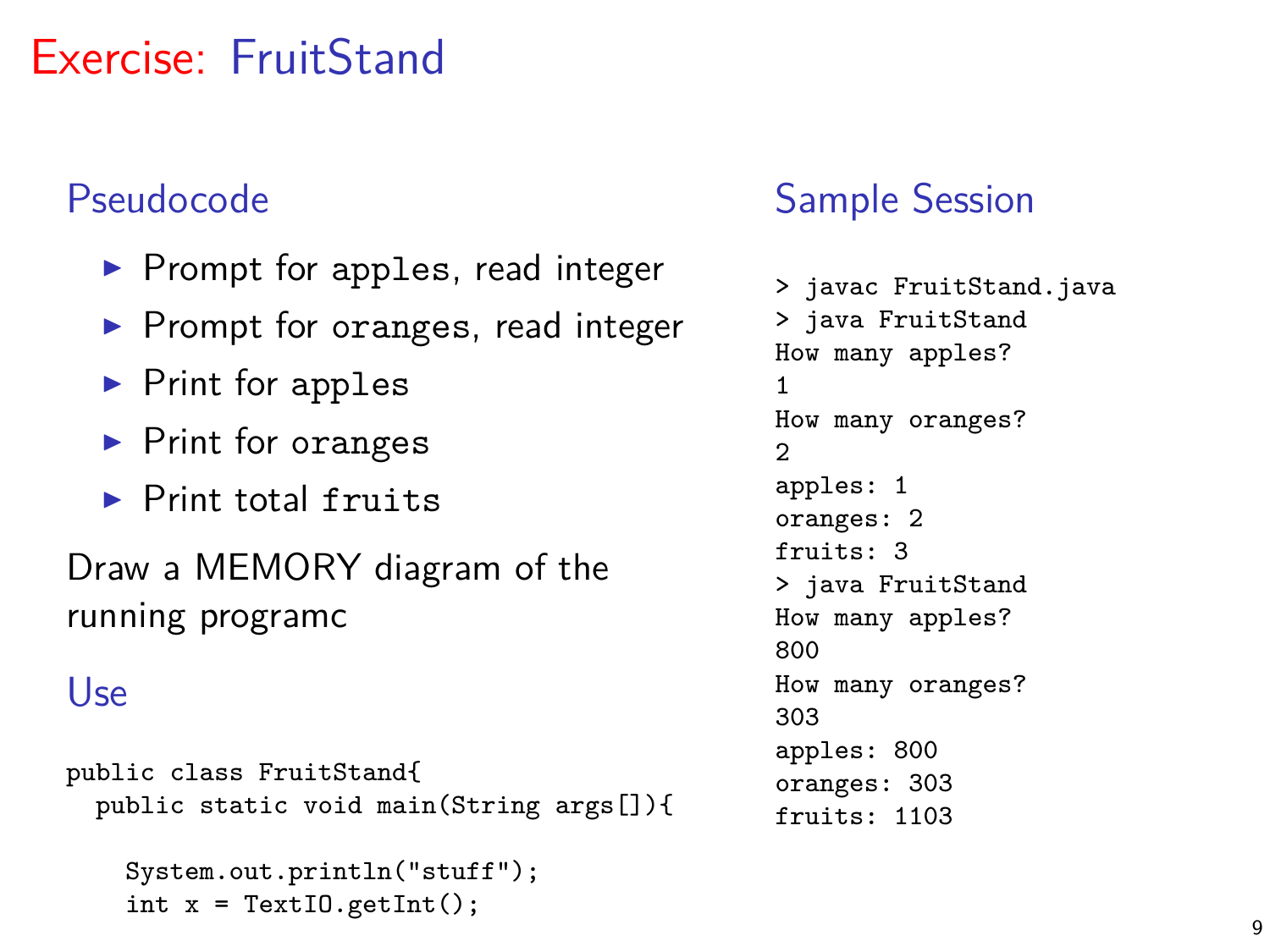# Exercise: FruitStand

## Pseudocode

- Prompt for `apples`, read integer
- Prompt for `oranges`, read integer
- Print for `apples`
- Print for `oranges`
- Print total `fruits`

Draw a MEMORY diagram of the running programc

## Use

```
public class FruitStand{
  public static void main(String args[]){

    System.out.println("stuff");
    int x = TextIO.getInt();
```

## Sample Session

```
> javac FruitStand.java
> java FruitStand
How many apples?
1
How many oranges?
2
apples: 1
oranges: 2
fruits: 3
> java FruitStand
How many apples?
800
How many oranges?
303
apples: 800
oranges: 303
fruits: 1103
```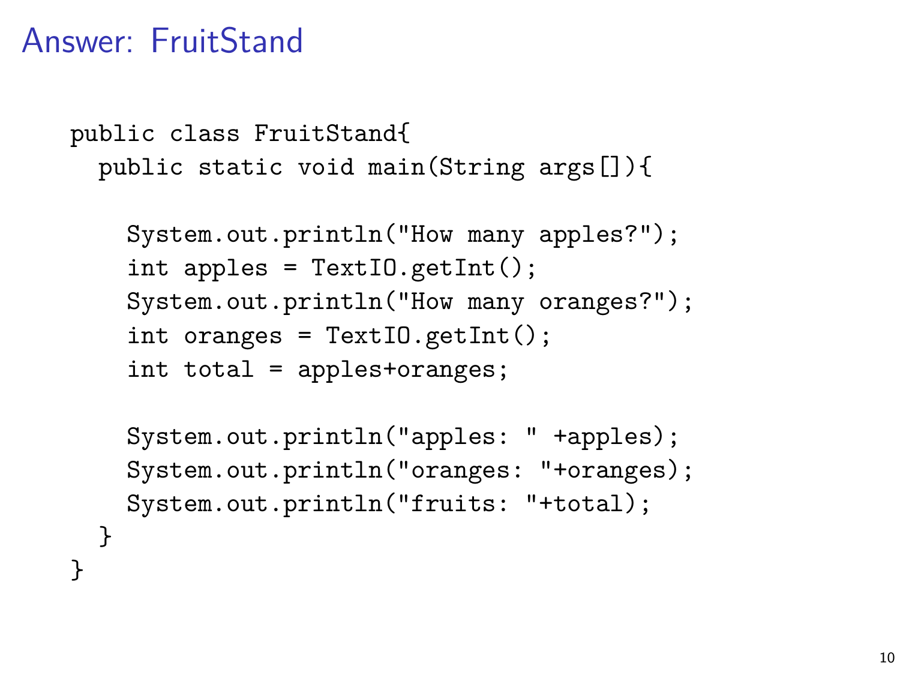# Answer: FruitStand

```
public class FruitStand{
  public static void main(String args[]){

    System.out.println("How many apples?");
    int apples = TextIO.getInt();
    System.out.println("How many oranges?");
    int oranges = TextIO.getInt();
    int total = apples+oranges;

    System.out.println("apples: " +apples);
    System.out.println("oranges: "+oranges);
    System.out.println("fruits: "+total);
  }
}
```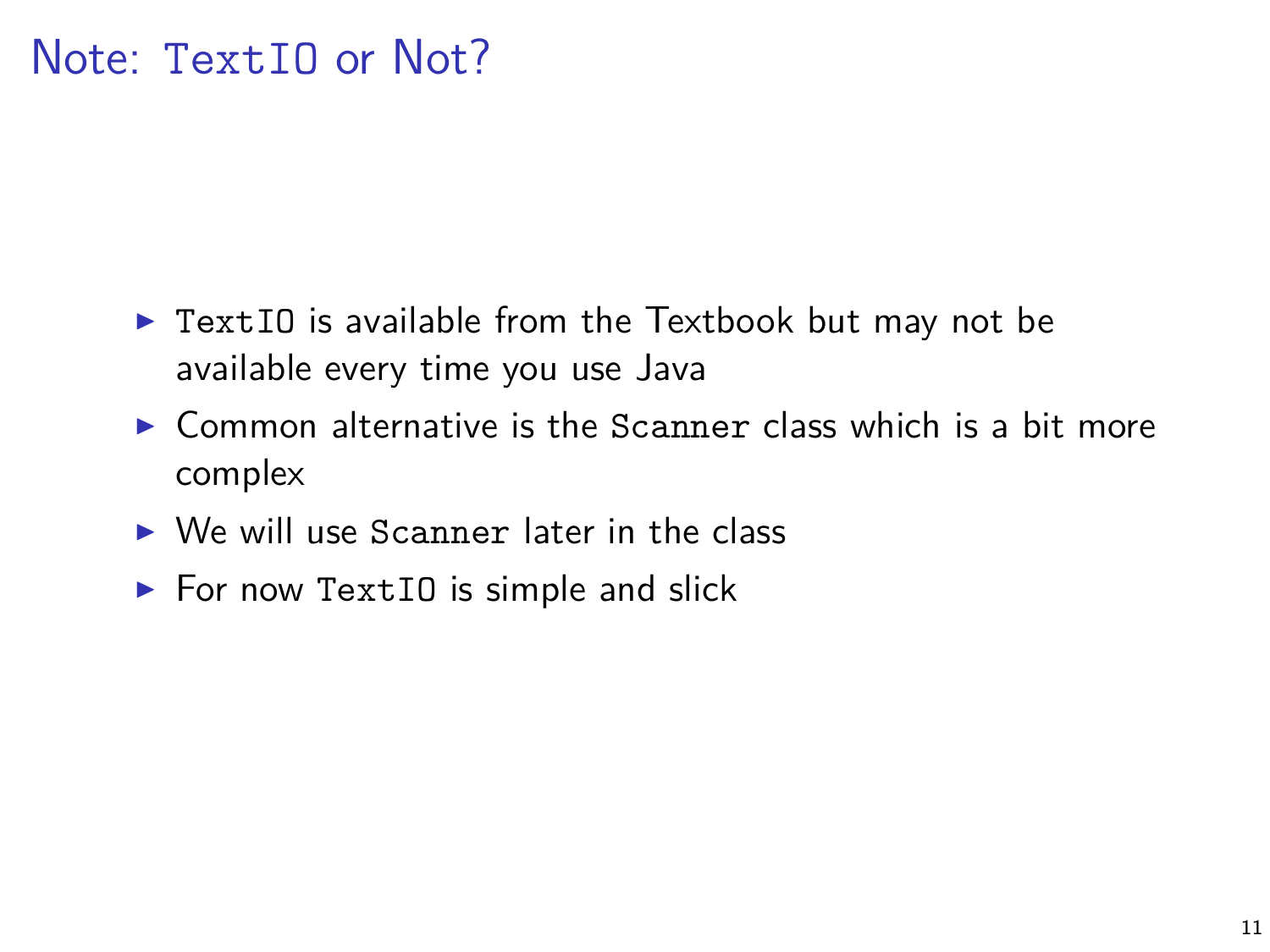# Note: `TextIO` or Not?

- `TextIO` is available from the Textbook but may not be available every time you use Java
- Common alternative is the `Scanner` class which is a bit more complex
- We will use `Scanner` later in the class
- For now `TextIO` is simple and slick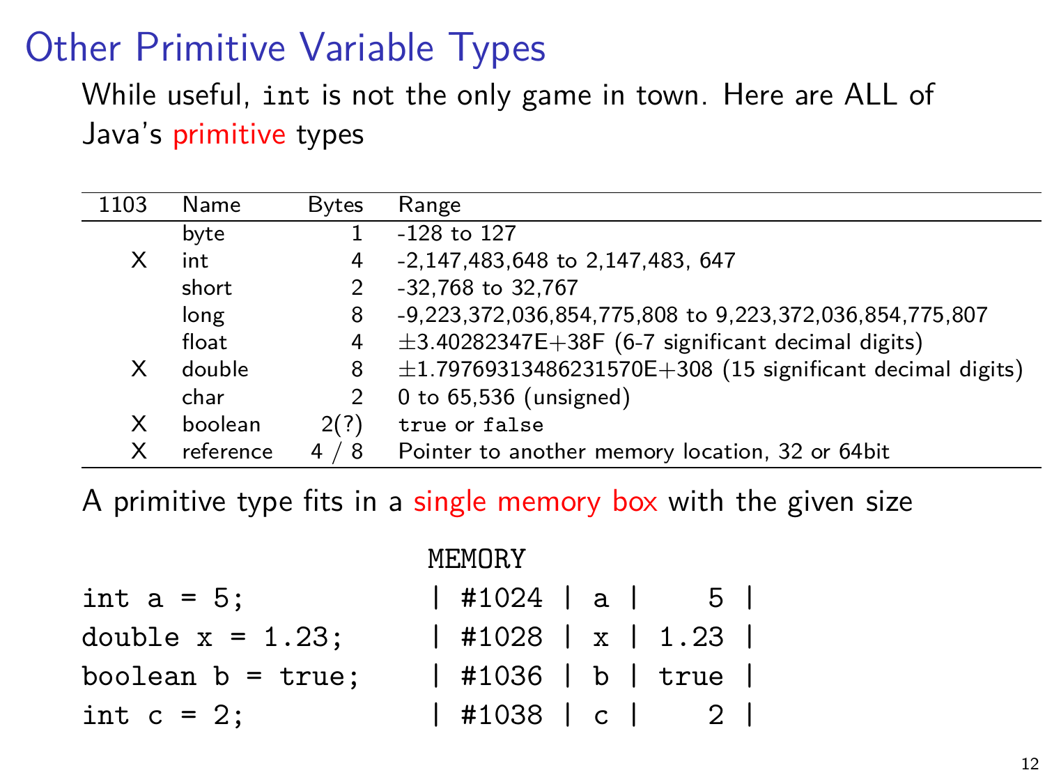# Other Primitive Variable Types

While useful, `int` is not the only game in town. Here are ALL of Java's primitive types

| 1103 | Name | Bytes | Range |
|---|---|---|---|
| | byte | 1 | -128 to 127 |
| X | int | 4 | -2,147,483,648 to 2,147,483, 647 |
| | short | 2 | -32,768 to 32,767 |
| | long | 8 | -9,223,372,036,854,775,808 to 9,223,372,036,854,775,807 |
| | float | 4 | ±3.40282347E+38F (6-7 significant decimal digits) |
| X | double | 8 | ±1.79769313486231570E+308 (15 significant decimal digits) |
| | char | 2 | 0 to 65,536 (unsigned) |
| X | boolean | 2(?) | `true` or `false` |
| X | reference | 4 / 8 | Pointer to another memory location, 32 or 64bit |

A primitive type fits in a single memory box with the given size

```
                        MEMORY
int a = 5;              | #1024 | a |    5 |
double x = 1.23;        | #1028 | x | 1.23 |
boolean b = true;       | #1036 | b | true |
int c = 2;              | #1038 | c |    2 |
```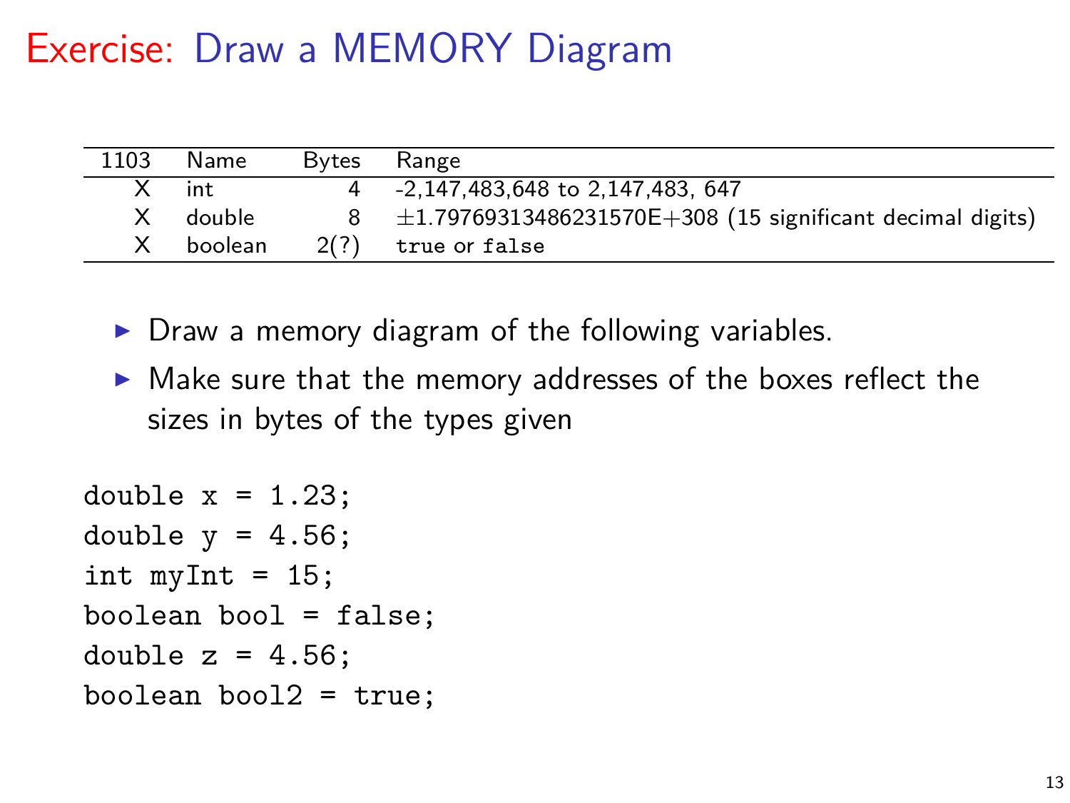# Exercise: Draw a MEMORY Diagram

| 1103 | Name | Bytes | Range |
|---|---|---|---|
| X | int | 4 | -2,147,483,648 to 2,147,483, 647 |
| X | double | 8 | ±1.79769313486231570E+308 (15 significant decimal digits) |
| X | boolean | 2(?) | true or false |

- Draw a memory diagram of the following variables.
- Make sure that the memory addresses of the boxes reflect the sizes in bytes of the types given

```
double x = 1.23;
double y = 4.56;
int myInt = 15;
boolean bool = false;
double z = 4.56;
boolean bool2 = true;
```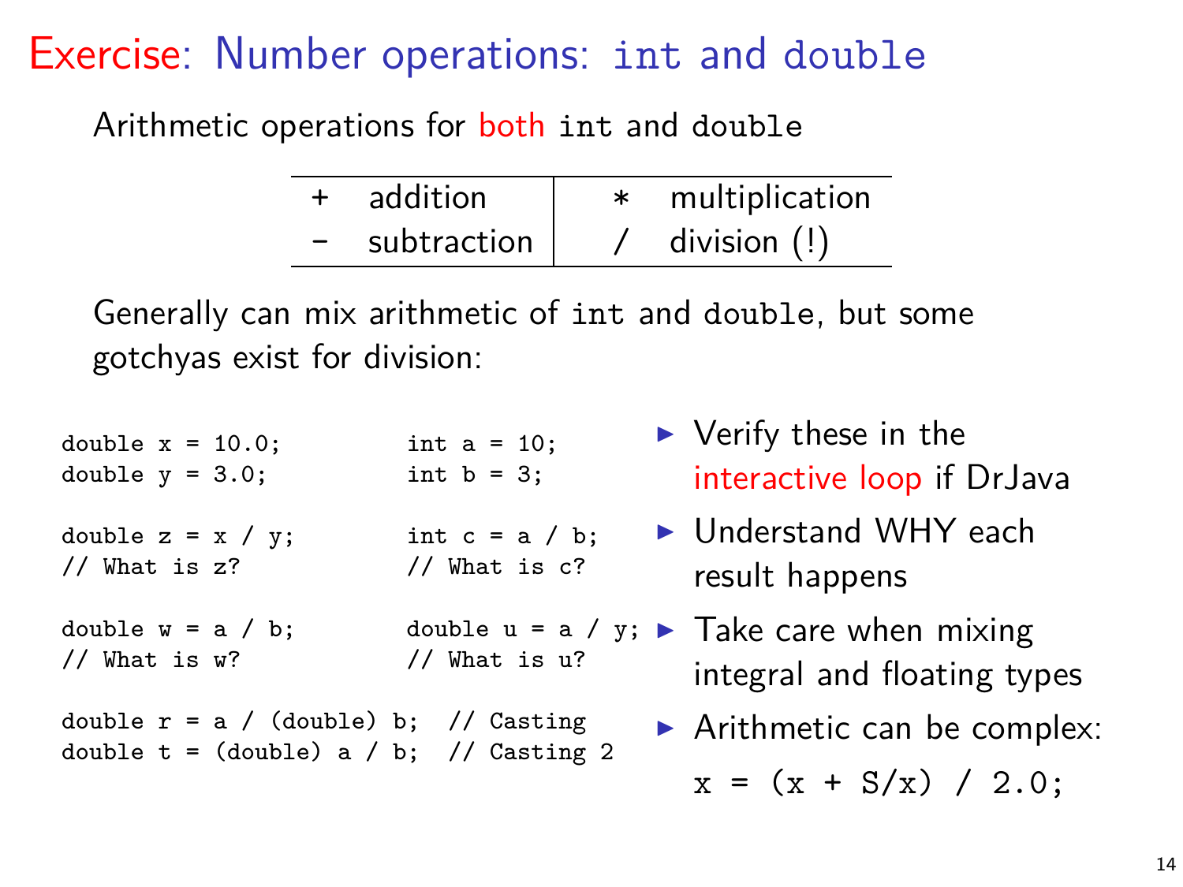# Exercise: Number operations: `int` and `double`

Arithmetic operations for both `int` and `double`

| | | | |
|---|---|---|---|
| + | addition | * | multiplication |
| - | subtraction | / | division (!) |

Generally can mix arithmetic of `int` and `double`, but some gotchyas exist for division:

```
double x = 10.0;           int a = 10;
double y = 3.0;            int b = 3;

double z = x / y;          int c = a / b;
// What is z?              // What is c?

double w = a / b;          double u = a / y;
// What is w?              // What is u?

double r = a / (double) b;  // Casting
double t = (double) a / b;  // Casting 2
```

- Verify these in the interactive loop if DrJava
- Understand WHY each result happens
- Take care when mixing integral and floating types
- Arithmetic can be complex:

  `x = (x + S/x) / 2.0;`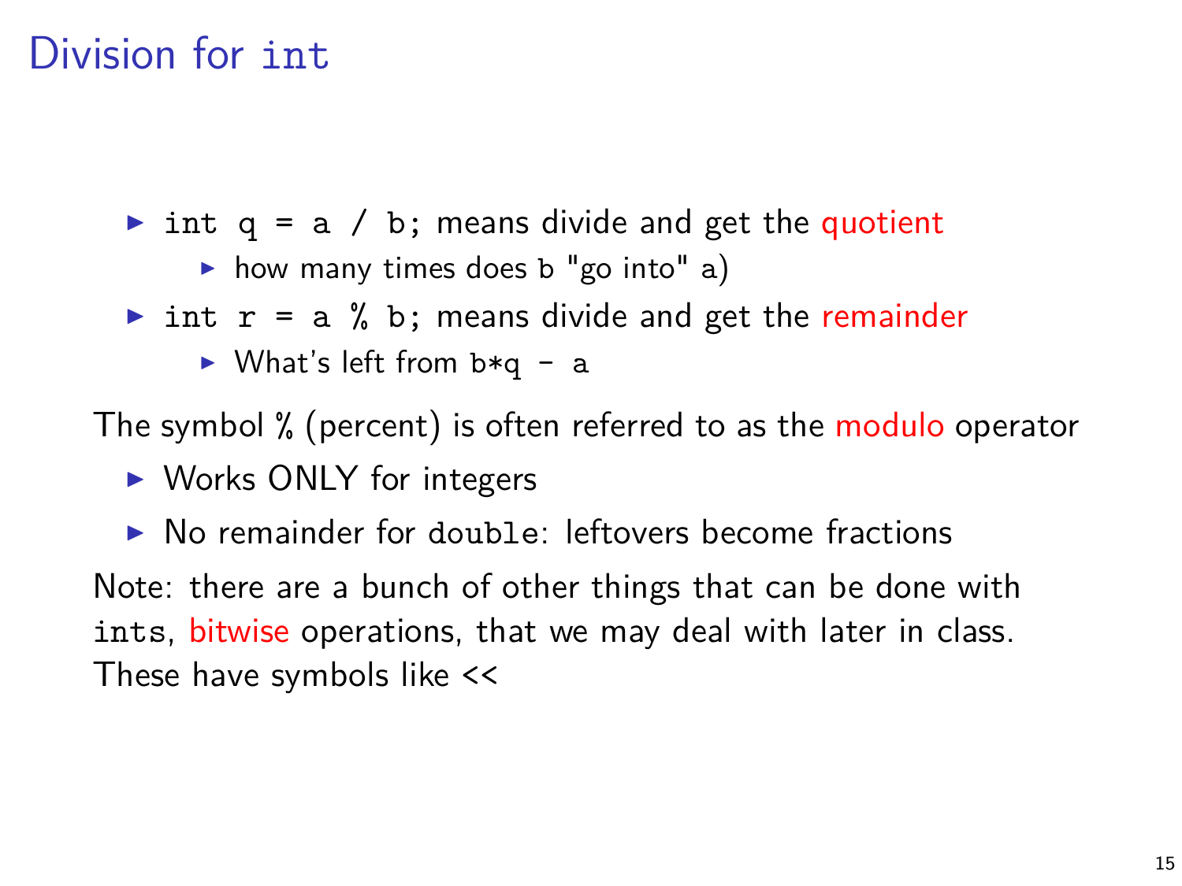# Division for `int`

- `int q = a / b;` means divide and get the quotient
  - how many times does `b` "go into" `a`)
- `int r = a % b;` means divide and get the remainder
  - What's left from `b*q - a`

The symbol % (percent) is often referred to as the modulo operator

- Works ONLY for integers
- No remainder for `double`: leftovers become fractions

Note: there are a bunch of other things that can be done with `ints`, bitwise operations, that we may deal with later in class. These have symbols like <<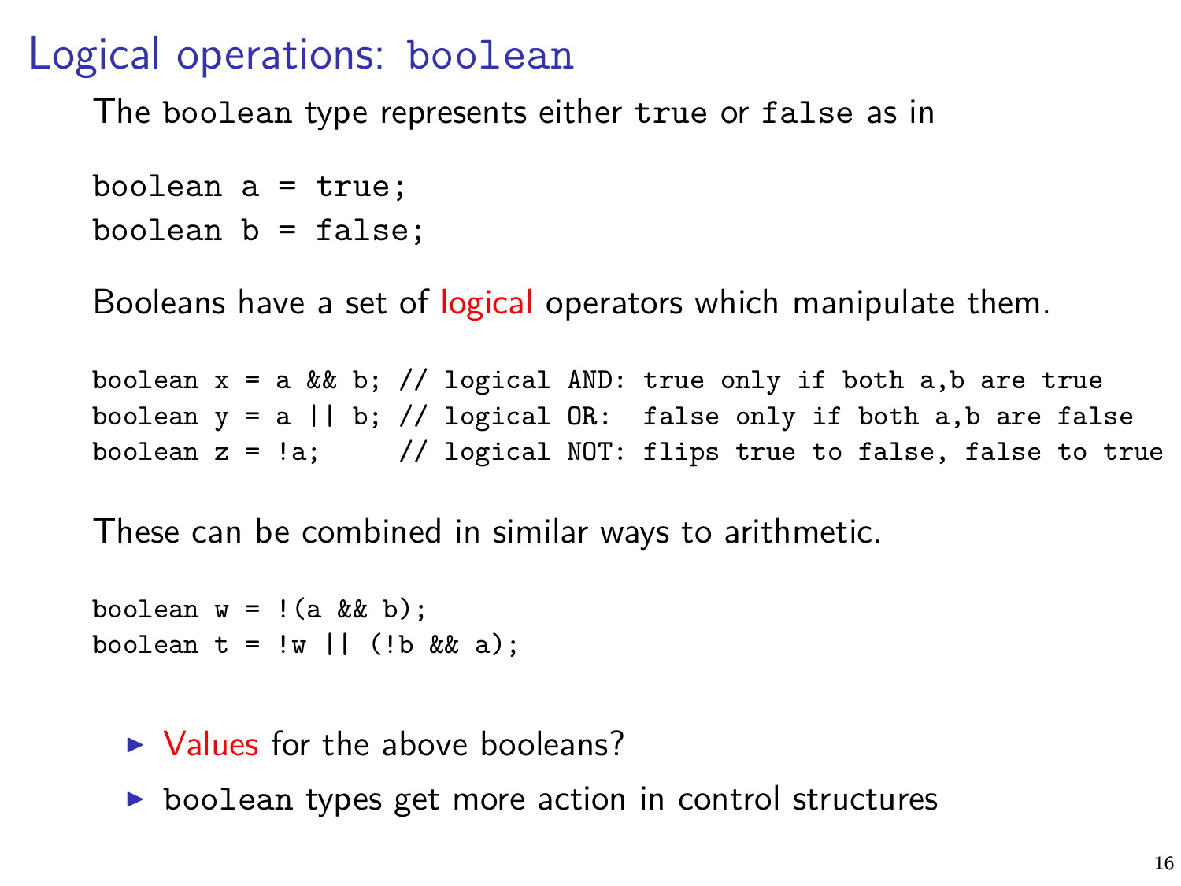# Logical operations: `boolean`

The `boolean` type represents either `true` or `false` as in

```
boolean a = true;
boolean b = false;
```

Booleans have a set of logical operators which manipulate them.

```
boolean x = a && b; // logical AND: true only if both a,b are true
boolean y = a || b; // logical OR:  false only if both a,b are false
boolean z = !a;     // logical NOT: flips true to false, false to true
```

These can be combined in similar ways to arithmetic.

```
boolean w = !(a && b);
boolean t = !w || (!b && a);
```

- Values for the above booleans?
- `boolean` types get more action in control structures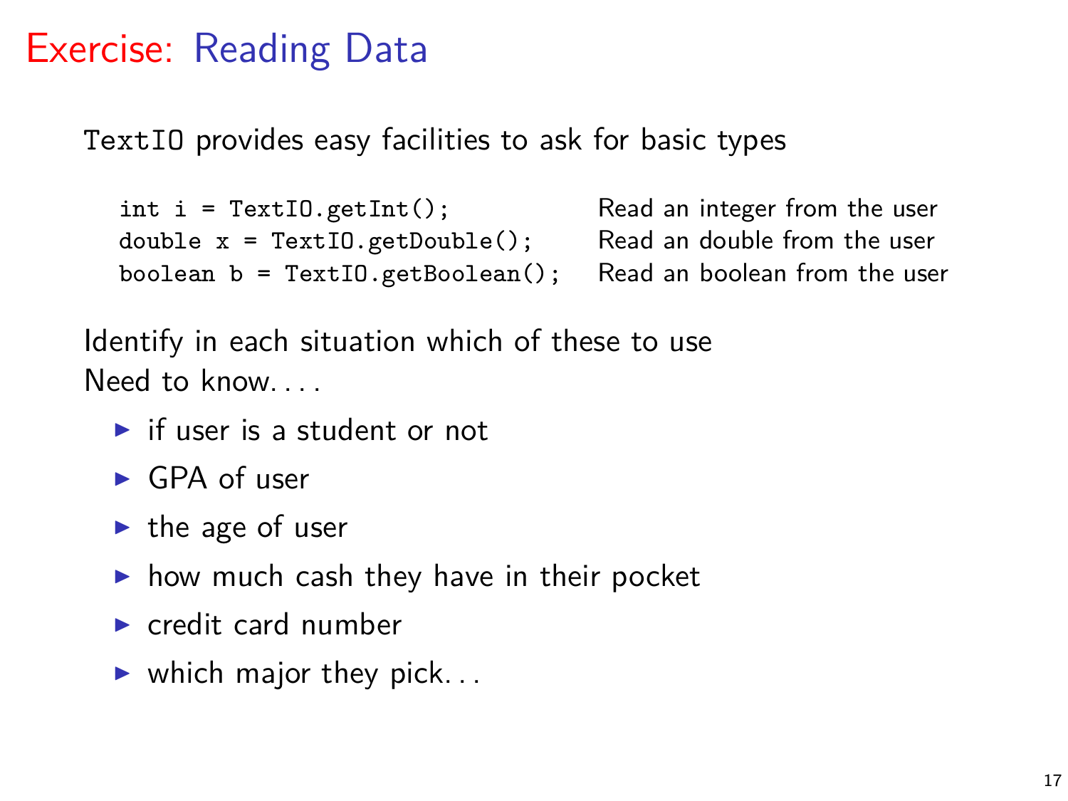# Exercise: Reading Data

TextIO provides easy facilities to ask for basic types

| | |
|---|---|
| `int i = TextIO.getInt();` | Read an integer from the user |
| `double x = TextIO.getDouble();` | Read an double from the user |
| `boolean b = TextIO.getBoolean();` | Read an boolean from the user |

Identify in each situation which of these to use

Need to know. . . .

- if user is a student or not
- GPA of user
- the age of user
- how much cash they have in their pocket
- credit card number
- which major they pick. . .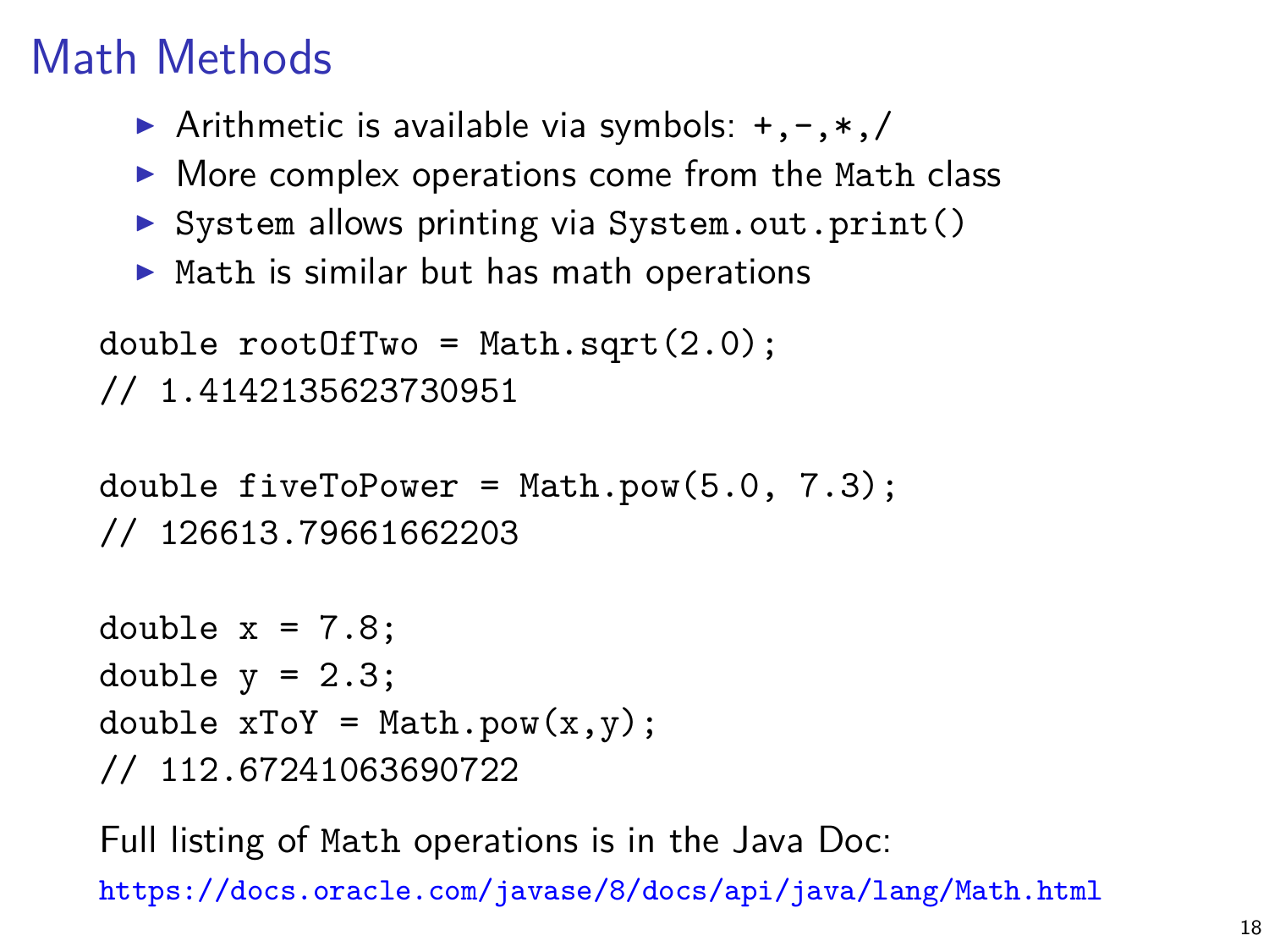# Math Methods

- Arithmetic is available via symbols: `+,-,*,/`
- More complex operations come from the `Math` class
- `System` allows printing via `System.out.print()`
- `Math` is similar but has math operations

```
double rootOfTwo = Math.sqrt(2.0);
// 1.4142135623730951

double fiveToPower = Math.pow(5.0, 7.3);
// 126613.79661662203

double x = 7.8;
double y = 2.3;
double xToY = Math.pow(x,y);
// 112.67241063690722
```

Full listing of `Math` operations is in the Java Doc:
https://docs.oracle.com/javase/8/docs/api/java/lang/Math.html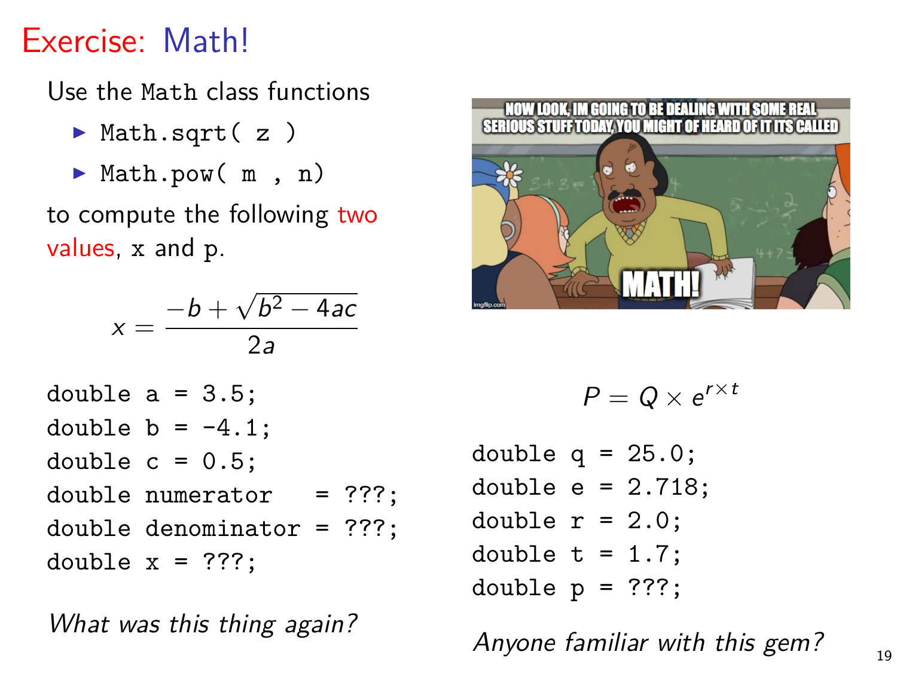# Exercise: Math!

Use the `Math` class functions

- `Math.sqrt( z )`
- `Math.pow( m , n)`

to compute the following two values, `x` and `p`.

$$x = \frac{-b + \sqrt{b^2 - 4ac}}{2a}$$

```
double a = 3.5;
double b = -4.1;
double c = 0.5;
double numerator   = ???;
double denominator = ???;
double x = ???;
```

*What was this thing again?*

$$P = Q \times e^{r \times t}$$

```
double q = 25.0;
double e = 2.718;
double r = 2.0;
double t = 1.7;
double p = ???;
```

*Anyone familiar with this gem?*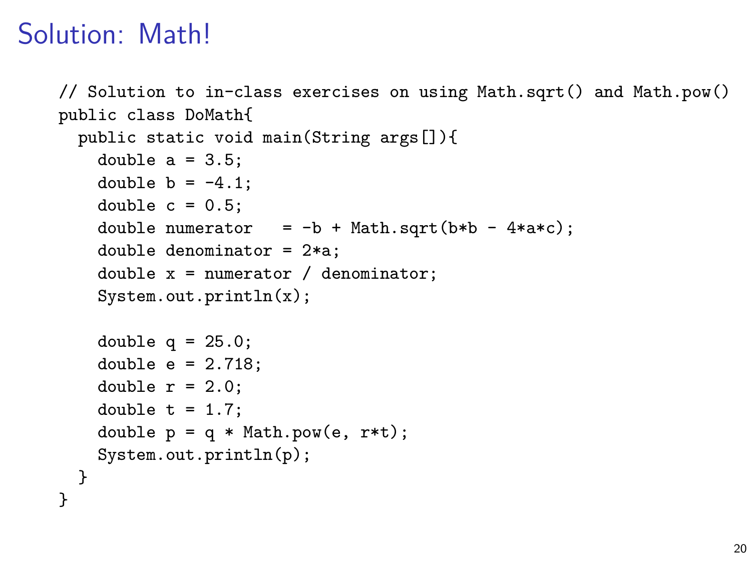# Solution: Math!

```
// Solution to in-class exercises on using Math.sqrt() and Math.pow()
public class DoMath{
  public static void main(String args[]){
    double a = 3.5;
    double b = -4.1;
    double c = 0.5;
    double numerator   = -b + Math.sqrt(b*b - 4*a*c);
    double denominator = 2*a;
    double x = numerator / denominator;
    System.out.println(x);

    double q = 25.0;
    double e = 2.718;
    double r = 2.0;
    double t = 1.7;
    double p = q * Math.pow(e, r*t);
    System.out.println(p);
  }
}
```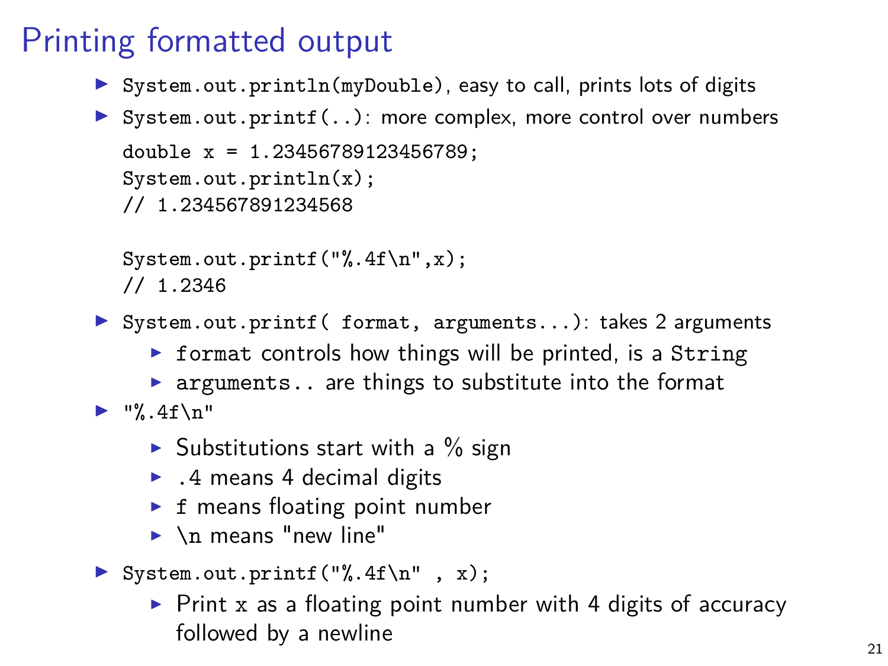# Printing formatted output

- `System.out.println(myDouble)`, easy to call, prints lots of digits
- `System.out.printf(..)`: more complex, more control over numbers

  ```
  double x = 1.23456789123456789;
  System.out.println(x);
  // 1.234567891234568

  System.out.printf("%.4f\n",x);
  // 1.2346
  ```

- `System.out.printf( format, arguments...)`: takes 2 arguments
  - `format` controls how things will be printed, is a `String`
  - `arguments..` are things to substitute into the format
- `"%.4f\n"`
  - Substitutions start with a % sign
  - `.4` means 4 decimal digits
  - `f` means floating point number
  - `\n` means "new line"
- `System.out.printf("%.4f\n" , x);`
  - Print `x` as a floating point number with 4 digits of accuracy followed by a newline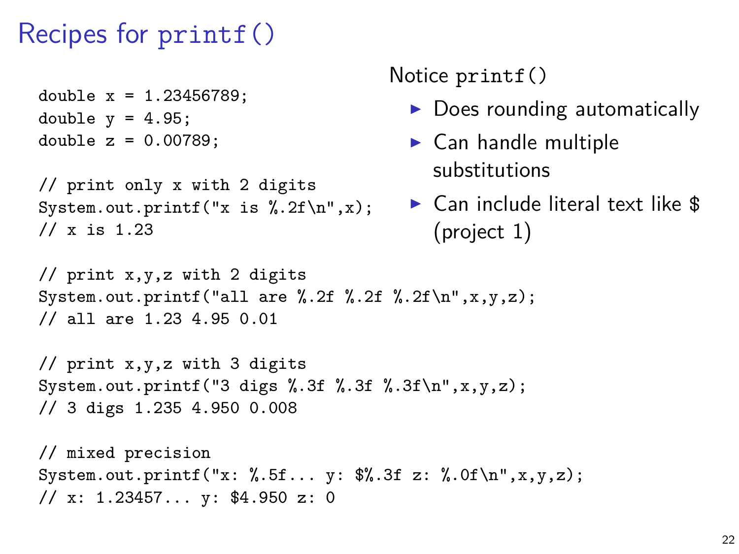# Recipes for printf()

```
double x = 1.23456789;
double y = 4.95;
double z = 0.00789;

// print only x with 2 digits
System.out.printf("x is %.2f\n",x);
// x is 1.23

// print x,y,z with 2 digits
System.out.printf("all are %.2f %.2f %.2f\n",x,y,z);
// all are 1.23 4.95 0.01

// print x,y,z with 3 digits
System.out.printf("3 digs %.3f %.3f %.3f\n",x,y,z);
// 3 digs 1.235 4.950 0.008

// mixed precision
System.out.printf("x: %.5f... y: $%.3f z: %.0f\n",x,y,z);
// x: 1.23457... y: $4.950 z: 0
```

Notice printf()

- Does rounding automatically
- Can handle multiple substitutions
- Can include literal text like $ (project 1)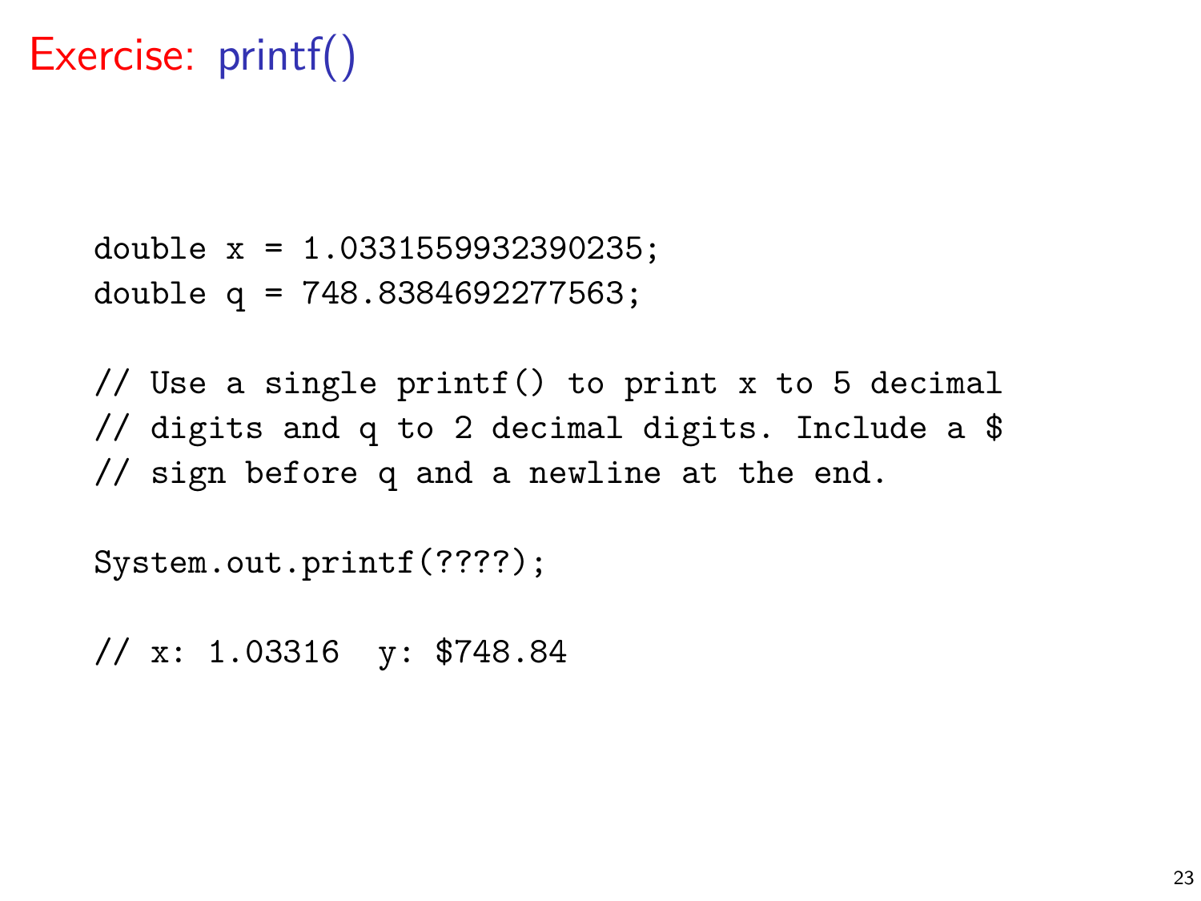# Exercise: printf()

```
double x = 1.0331559932390235;
double q = 748.8384692277563;

// Use a single printf() to print x to 5 decimal
// digits and q to 2 decimal digits. Include a $
// sign before q and a newline at the end.

System.out.printf(????);

// x: 1.03316  y: $748.84
```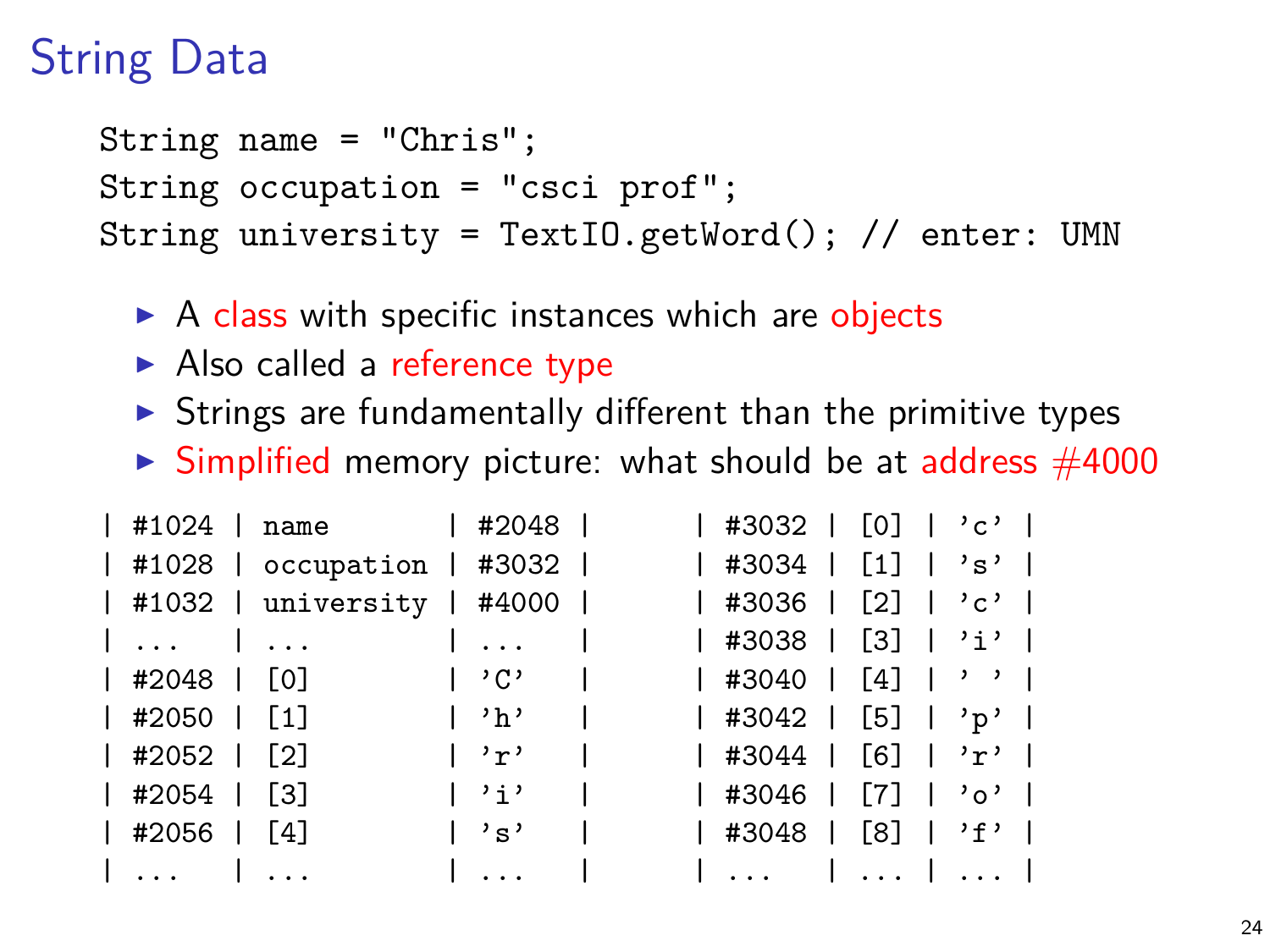# String Data

```
String name = "Chris";
String occupation = "csci prof";
String university = TextIO.getWord(); // enter: UMN
```

- A class with specific instances which are objects
- Also called a reference type
- Strings are fundamentally different than the primitive types
- Simplified memory picture: what should be at address #4000

```
| #1024 | name       | #2048 |      | #3032 | [0] | 'c' |
| #1028 | occupation | #3032 |      | #3034 | [1] | 's' |
| #1032 | university | #4000 |      | #3036 | [2] | 'c' |
| ...   | ...        | ...   |      | #3038 | [3] | 'i' |
| #2048 | [0]        | 'C'   |      | #3040 | [4] | ' ' |
| #2050 | [1]        | 'h'   |      | #3042 | [5] | 'p' |
| #2052 | [2]        | 'r'   |      | #3044 | [6] | 'r' |
| #2054 | [3]        | 'i'   |      | #3046 | [7] | 'o' |
| #2056 | [4]        | 's'   |      | #3048 | [8] | 'f' |
| ...   | ...        | ...   |      | ...   | ... | ... |
```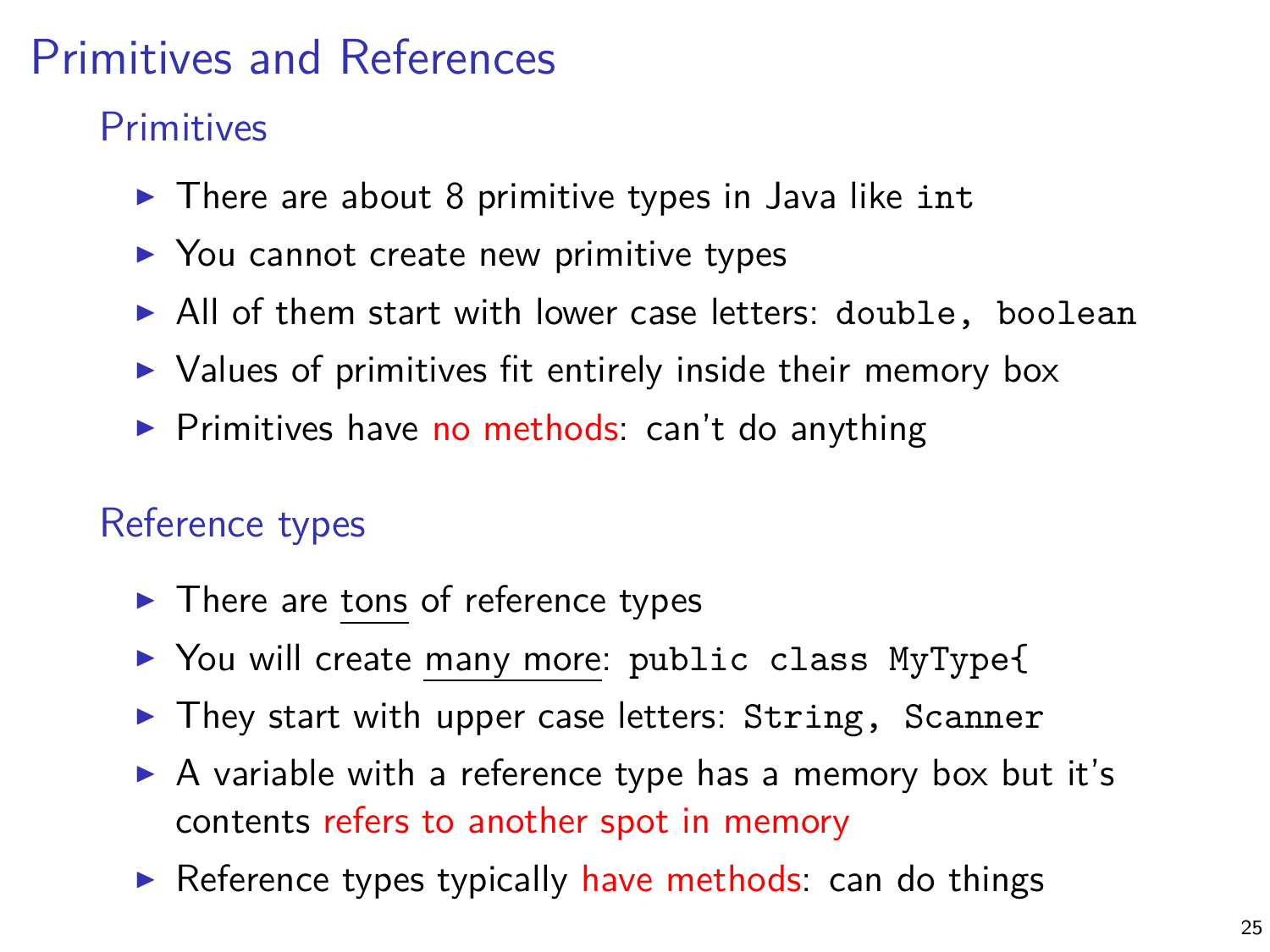# Primitives and References

## Primitives

- There are about 8 primitive types in Java like `int`
- You cannot create new primitive types
- All of them start with lower case letters: `double, boolean`
- Values of primitives fit entirely inside their memory box
- Primitives have no methods: can't do anything

## Reference types

- There are tons of reference types
- You will create many more: `public class MyType{`
- They start with upper case letters: `String, Scanner`
- A variable with a reference type has a memory box but it's contents refers to another spot in memory
- Reference types typically have methods: can do things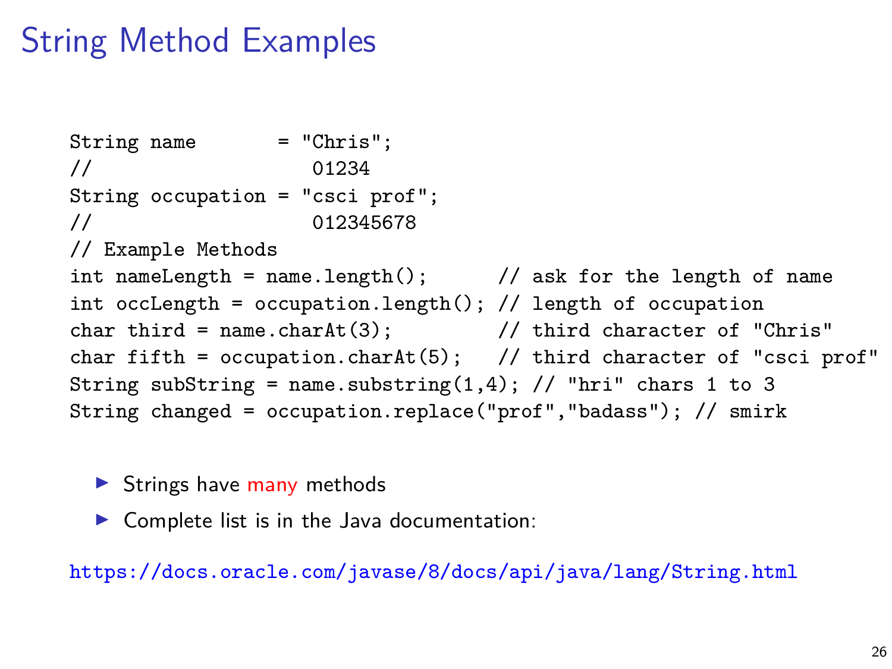# String Method Examples

```
String name       = "Chris";
//                   01234
String occupation = "csci prof";
//                   012345678
// Example Methods
int nameLength = name.length();      // ask for the length of name
int occLength = occupation.length(); // length of occupation
char third = name.charAt(3);         // third character of "Chris"
char fifth = occupation.charAt(5);   // third character of "csci prof"
String subString = name.substring(1,4); // "hri" chars 1 to 3
String changed = occupation.replace("prof","badass"); // smirk
```

- Strings have many methods
- Complete list is in the Java documentation:

https://docs.oracle.com/javase/8/docs/api/java/lang/String.html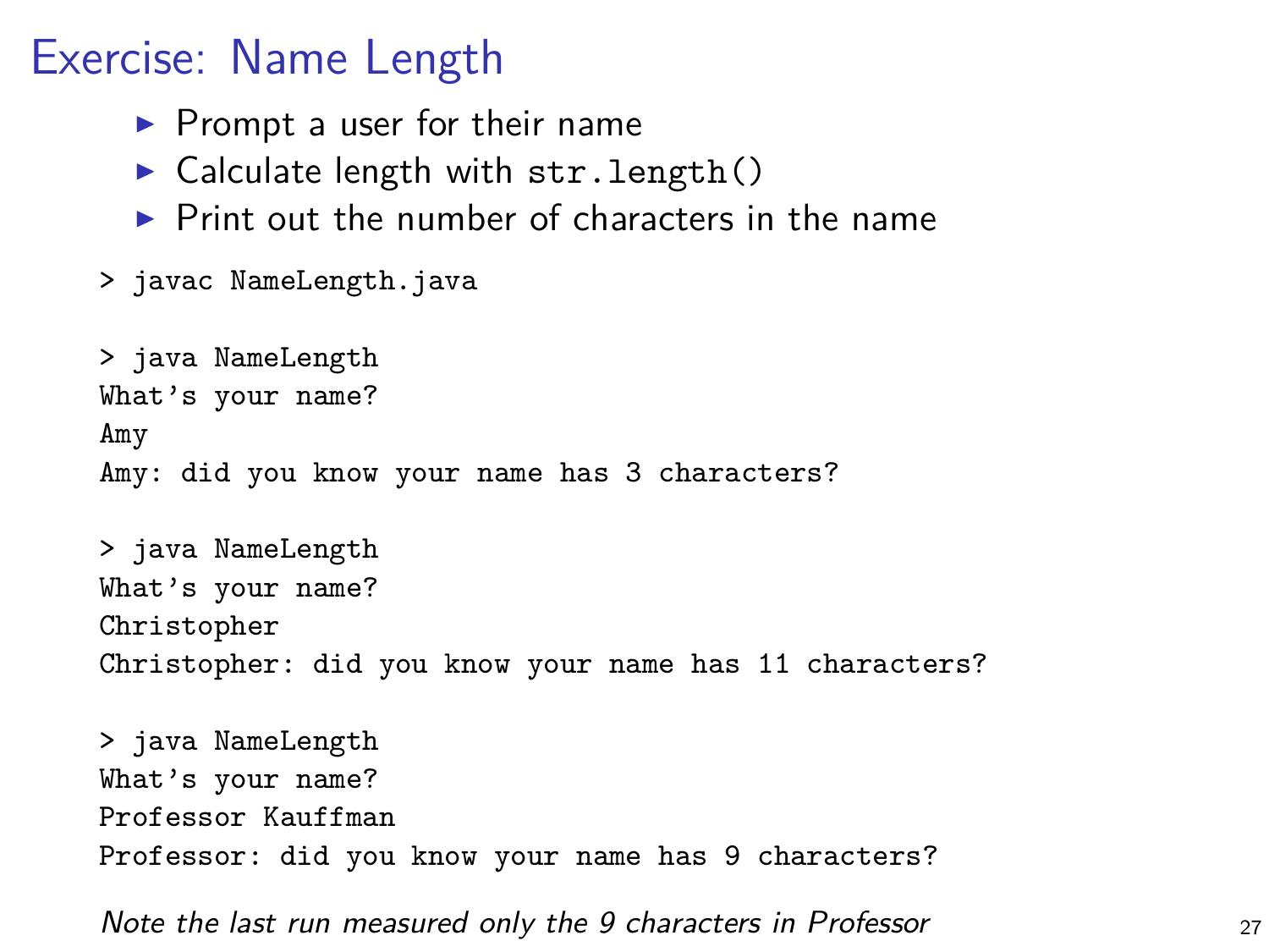# Exercise: Name Length

- Prompt a user for their name
- Calculate length with `str.length()`
- Print out the number of characters in the name

```
> javac NameLength.java

> java NameLength
What's your name?
Amy
Amy: did you know your name has 3 characters?

> java NameLength
What's your name?
Christopher
Christopher: did you know your name has 11 characters?

> java NameLength
What's your name?
Professor Kauffman
Professor: did you know your name has 9 characters?
```

*Note the last run measured only the 9 characters in Professor*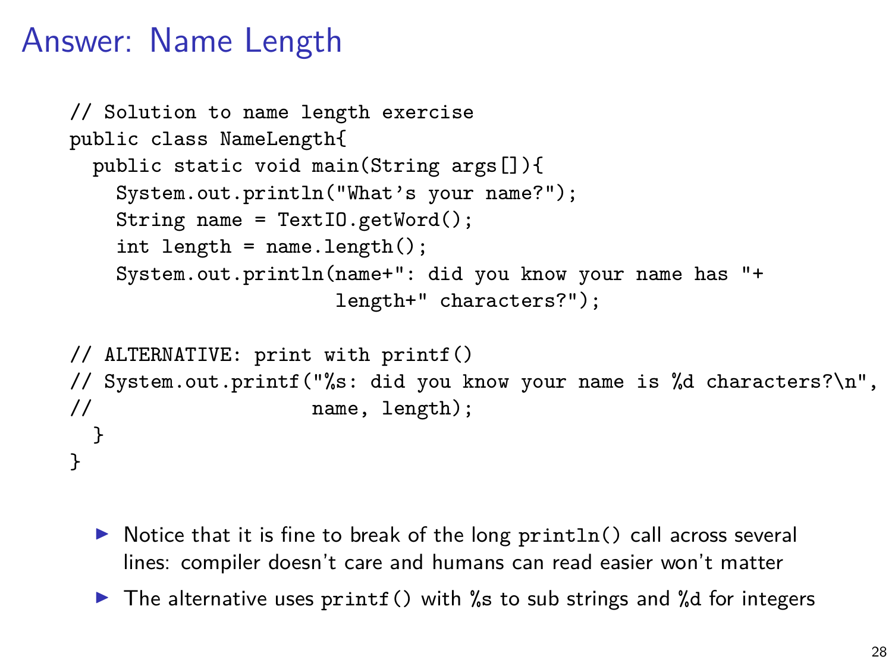# Answer: Name Length

```
// Solution to name length exercise
public class NameLength{
  public static void main(String args[]){
    System.out.println("What's your name?");
    String name = TextIO.getWord();
    int length = name.length();
    System.out.println(name+": did you know your name has "+
                       length+" characters?");

// ALTERNATIVE: print with printf()
// System.out.printf("%s: did you know your name is %d characters?\n",
//                   name, length);
  }
}
```

- Notice that it is fine to break of the long `println()` call across several lines: compiler doesn't care and humans can read easier won't matter
- The alternative uses `printf()` with `%s` to sub strings and `%d` for integers